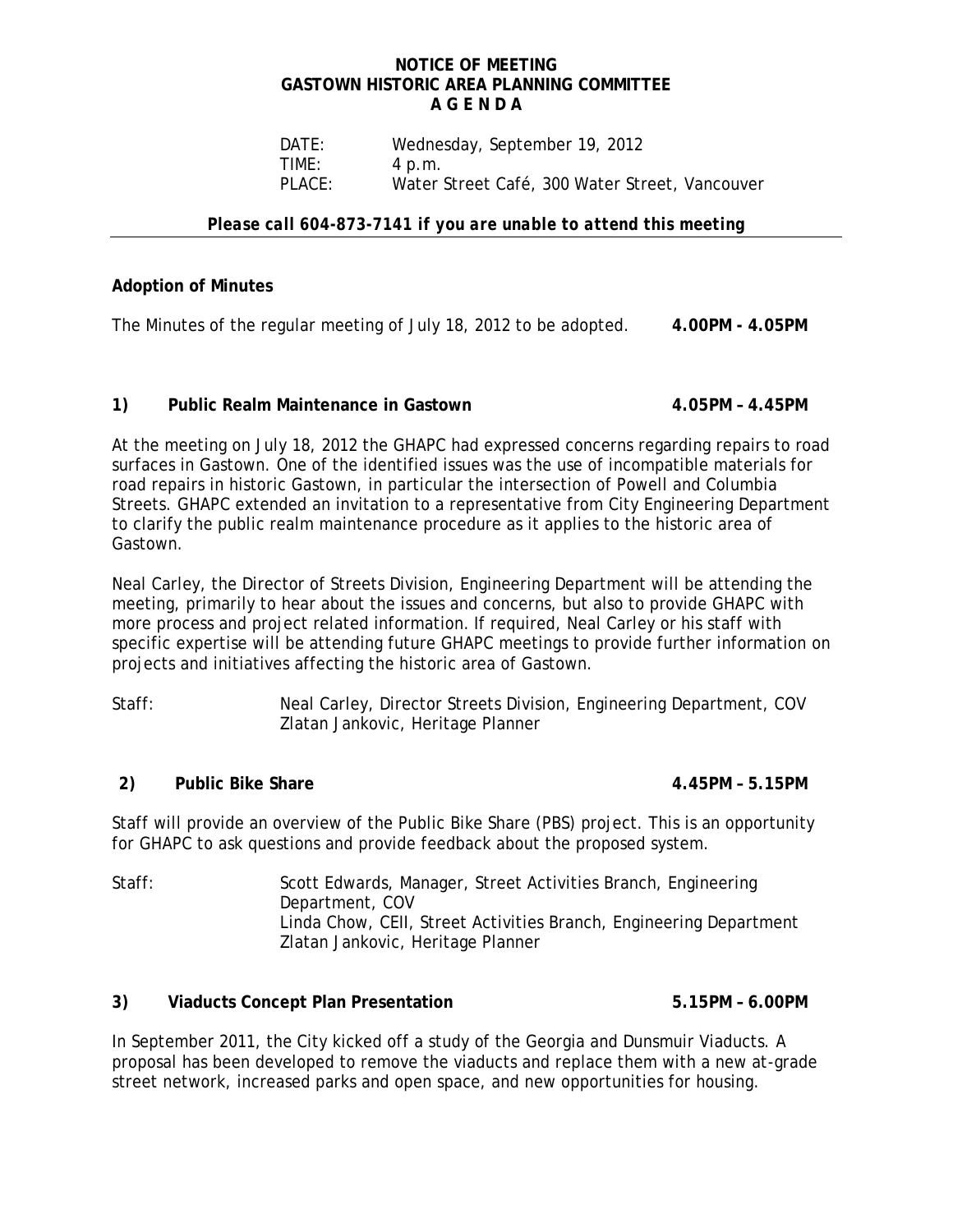# NOTICE OF MEETING
# GASTOWN HISTORIC AREA PLANNING COMMITTEE
# A G E N D A

DATE: Wednesday, September 19, 2012
TIME: 4 p.m.
PLACE: Water Street Café, 300 Water Street, Vancouver

***Please call 604-873-7141 if you are unable to attend this meeting***

---

**Adoption of Minutes**

The Minutes of the regular meeting of July 18, 2012 to be adopted. **4.00PM - 4.05PM**

**1) Public Realm Maintenance in Gastown 4.05PM – 4.45PM**

At the meeting on July 18, 2012 the GHAPC had expressed concerns regarding repairs to road surfaces in Gastown. One of the identified issues was the use of incompatible materials for road repairs in historic Gastown, in particular the intersection of Powell and Columbia Streets. GHAPC extended an invitation to a representative from City Engineering Department to clarify the public realm maintenance procedure as it applies to the historic area of Gastown.

Neal Carley, the Director of Streets Division, Engineering Department will be attending the meeting, primarily to hear about the issues and concerns, but also to provide GHAPC with more process and project related information. If required, Neal Carley or his staff with specific expertise will be attending future GHAPC meetings to provide further information on projects and initiatives affecting the historic area of Gastown.

Staff: Neal Carley, Director Streets Division, Engineering Department, COV
Zlatan Jankovic, Heritage Planner

**2) Public Bike Share 4.45PM – 5.15PM**

Staff will provide an overview of the Public Bike Share (PBS) project. This is an opportunity for GHAPC to ask questions and provide feedback about the proposed system.

Staff: Scott Edwards, Manager, Street Activities Branch, Engineering Department, COV
Linda Chow, CEII, Street Activities Branch, Engineering Department
Zlatan Jankovic, Heritage Planner

**3) Viaducts Concept Plan Presentation 5.15PM – 6.00PM**

In September 2011, the City kicked off a study of the Georgia and Dunsmuir Viaducts. A proposal has been developed to remove the viaducts and replace them with a new at-grade street network, increased parks and open space, and new opportunities for housing.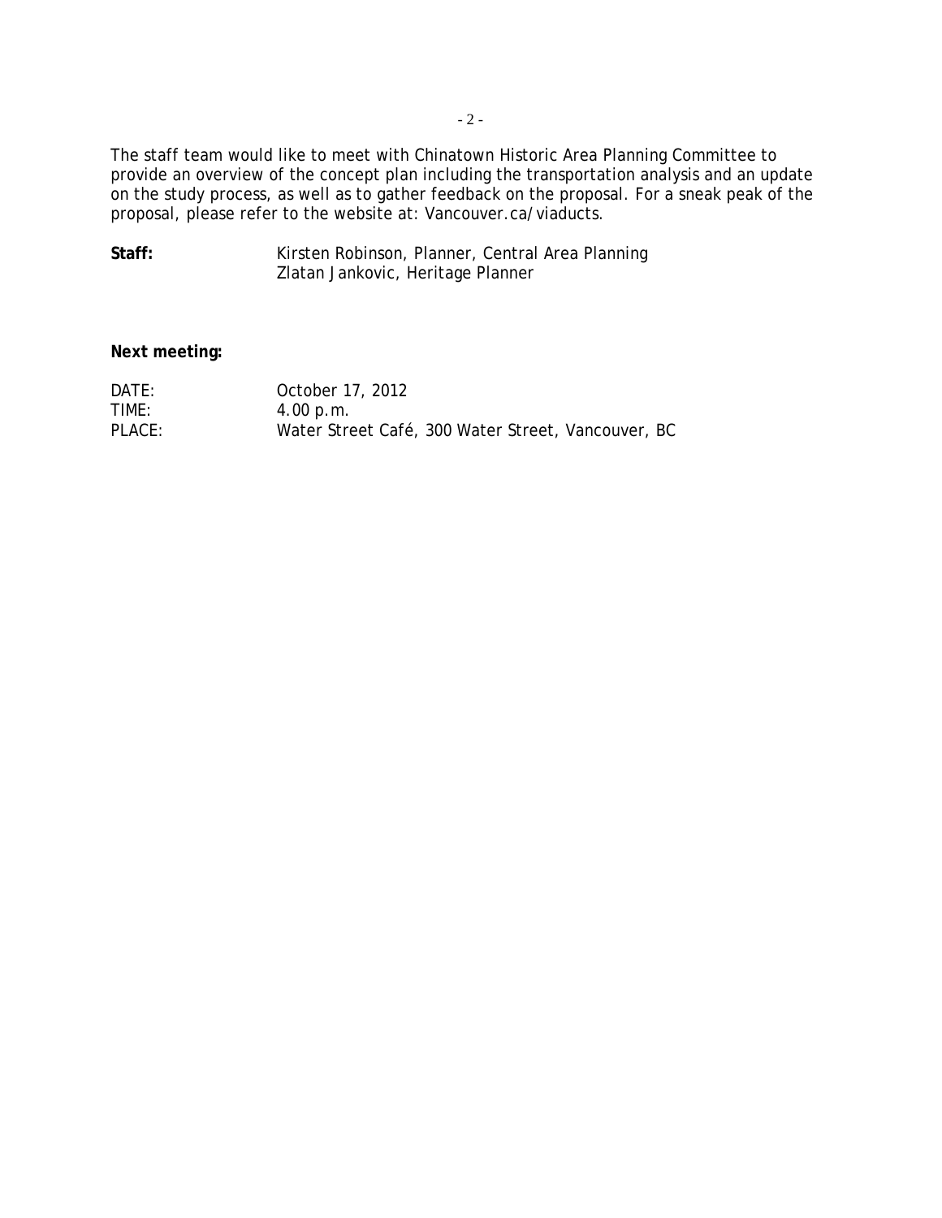The staff team would like to meet with Chinatown Historic Area Planning Committee to provide an overview of the concept plan including the transportation analysis and an update on the study process, as well as to gather feedback on the proposal. For a sneak peak of the proposal, please refer to the website at: Vancouver.ca/viaducts.

**Staff:** Kirsten Robinson, Planner, Central Area Planning
Zlatan Jankovic, Heritage Planner

**Next meeting:**

| | |
|---|---|
| DATE: | October 17, 2012 |
| TIME: | 4.00 p.m. |
| PLACE: | Water Street Café, 300 Water Street, Vancouver, BC |